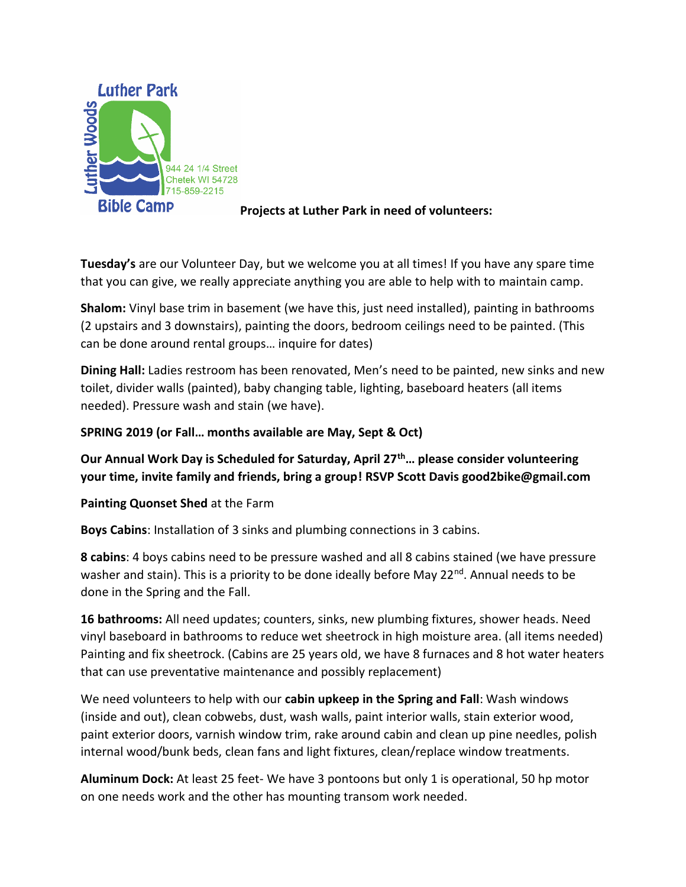Luther Park

Luther Woods

Bible Camp

944 24 1/4 Street
Chetek WI 54728
715-859-2215

**Projects at Luther Park in need of volunteers:**

**Tuesday's** are our Volunteer Day, but we welcome you at all times! If you have any spare time that you can give, we really appreciate anything you are able to help with to maintain camp.

**Shalom:** Vinyl base trim in basement (we have this, just need installed), painting in bathrooms (2 upstairs and 3 downstairs), painting the doors, bedroom ceilings need to be painted. (This can be done around rental groups… inquire for dates)

**Dining Hall:** Ladies restroom has been renovated, Men's need to be painted, new sinks and new toilet, divider walls (painted), baby changing table, lighting, baseboard heaters (all items needed). Pressure wash and stain (we have).

**SPRING 2019 (or Fall… months available are May, Sept & Oct)**

**Our Annual Work Day is Scheduled for Saturday, April 27th… please consider volunteering your time, invite family and friends, bring a group! RSVP Scott Davis good2bike@gmail.com**

**Painting Quonset Shed** at the Farm

**Boys Cabins**: Installation of 3 sinks and plumbing connections in 3 cabins.

**8 cabins**: 4 boys cabins need to be pressure washed and all 8 cabins stained (we have pressure washer and stain). This is a priority to be done ideally before May 22nd. Annual needs to be done in the Spring and the Fall.

**16 bathrooms:** All need updates; counters, sinks, new plumbing fixtures, shower heads. Need vinyl baseboard in bathrooms to reduce wet sheetrock in high moisture area. (all items needed) Painting and fix sheetrock. (Cabins are 25 years old, we have 8 furnaces and 8 hot water heaters that can use preventative maintenance and possibly replacement)

We need volunteers to help with our **cabin upkeep in the Spring and Fall**: Wash windows (inside and out), clean cobwebs, dust, wash walls, paint interior walls, stain exterior wood, paint exterior doors, varnish window trim, rake around cabin and clean up pine needles, polish internal wood/bunk beds, clean fans and light fixtures, clean/replace window treatments.

**Aluminum Dock:** At least 25 feet- We have 3 pontoons but only 1 is operational, 50 hp motor on one needs work and the other has mounting transom work needed.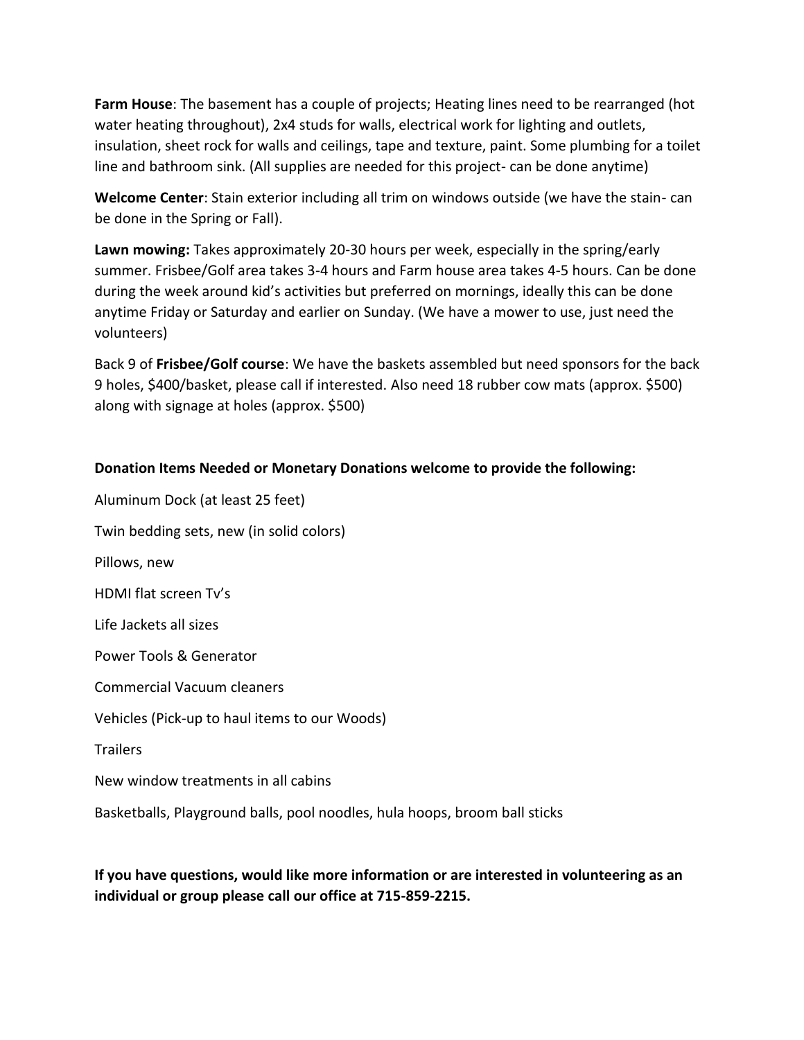**Farm House**: The basement has a couple of projects; Heating lines need to be rearranged (hot water heating throughout), 2x4 studs for walls, electrical work for lighting and outlets, insulation, sheet rock for walls and ceilings, tape and texture, paint. Some plumbing for a toilet line and bathroom sink. (All supplies are needed for this project- can be done anytime)

**Welcome Center**: Stain exterior including all trim on windows outside (we have the stain- can be done in the Spring or Fall).

**Lawn mowing:** Takes approximately 20-30 hours per week, especially in the spring/early summer. Frisbee/Golf area takes 3-4 hours and Farm house area takes 4-5 hours. Can be done during the week around kid's activities but preferred on mornings, ideally this can be done anytime Friday or Saturday and earlier on Sunday. (We have a mower to use, just need the volunteers)

Back 9 of **Frisbee/Golf course**: We have the baskets assembled but need sponsors for the back 9 holes, $400/basket, please call if interested. Also need 18 rubber cow mats (approx. $500) along with signage at holes (approx. $500)

**Donation Items Needed or Monetary Donations welcome to provide the following:**

Aluminum Dock (at least 25 feet)

Twin bedding sets, new (in solid colors)

Pillows, new

HDMI flat screen Tv's

Life Jackets all sizes

Power Tools & Generator

Commercial Vacuum cleaners

Vehicles (Pick-up to haul items to our Woods)

Trailers

New window treatments in all cabins

Basketballs, Playground balls, pool noodles, hula hoops, broom ball sticks

**If you have questions, would like more information or are interested in volunteering as an individual or group please call our office at 715-859-2215.**